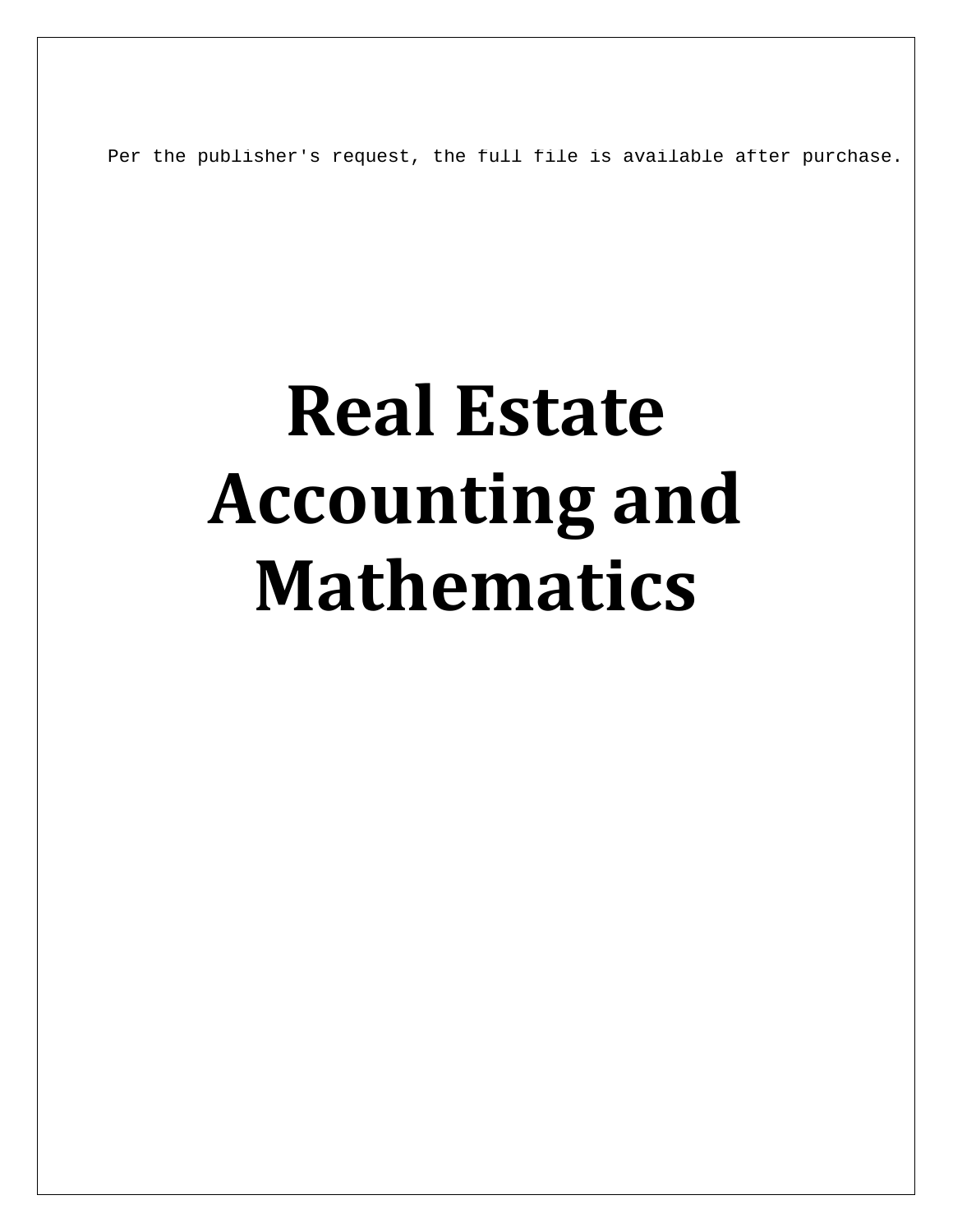Per the publisher's request, the full file is available after purchase.

# Real Estate Accounting and Mathematics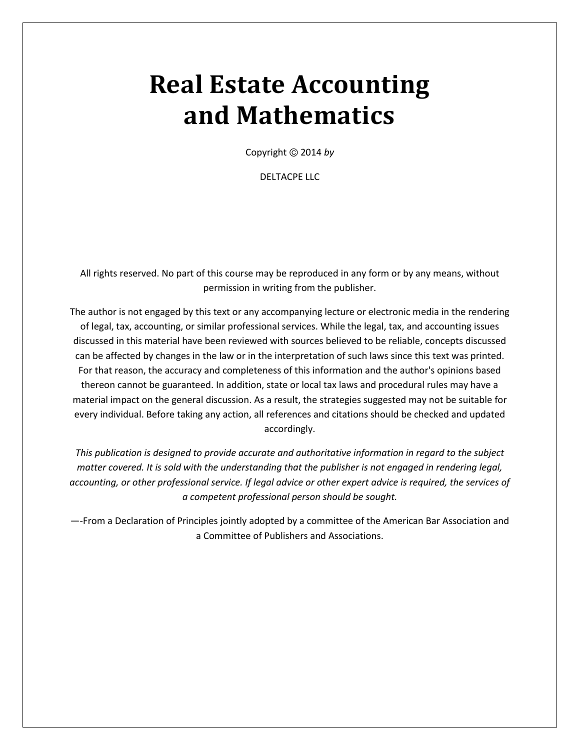# Real Estate Accounting and Mathematics

Copyright © 2014 *by*

DELTACPE LLC

All rights reserved. No part of this course may be reproduced in any form or by any means, without permission in writing from the publisher.

The author is not engaged by this text or any accompanying lecture or electronic media in the rendering of legal, tax, accounting, or similar professional services. While the legal, tax, and accounting issues discussed in this material have been reviewed with sources believed to be reliable, concepts discussed can be affected by changes in the law or in the interpretation of such laws since this text was printed. For that reason, the accuracy and completeness of this information and the author's opinions based thereon cannot be guaranteed. In addition, state or local tax laws and procedural rules may have a material impact on the general discussion. As a result, the strategies suggested may not be suitable for every individual. Before taking any action, all references and citations should be checked and updated accordingly.

*This publication is designed to provide accurate and authoritative information in regard to the subject matter covered. It is sold with the understanding that the publisher is not engaged in rendering legal, accounting, or other professional service. If legal advice or other expert advice is required, the services of a competent professional person should be sought.*

—-From a Declaration of Principles jointly adopted by a committee of the American Bar Association and a Committee of Publishers and Associations.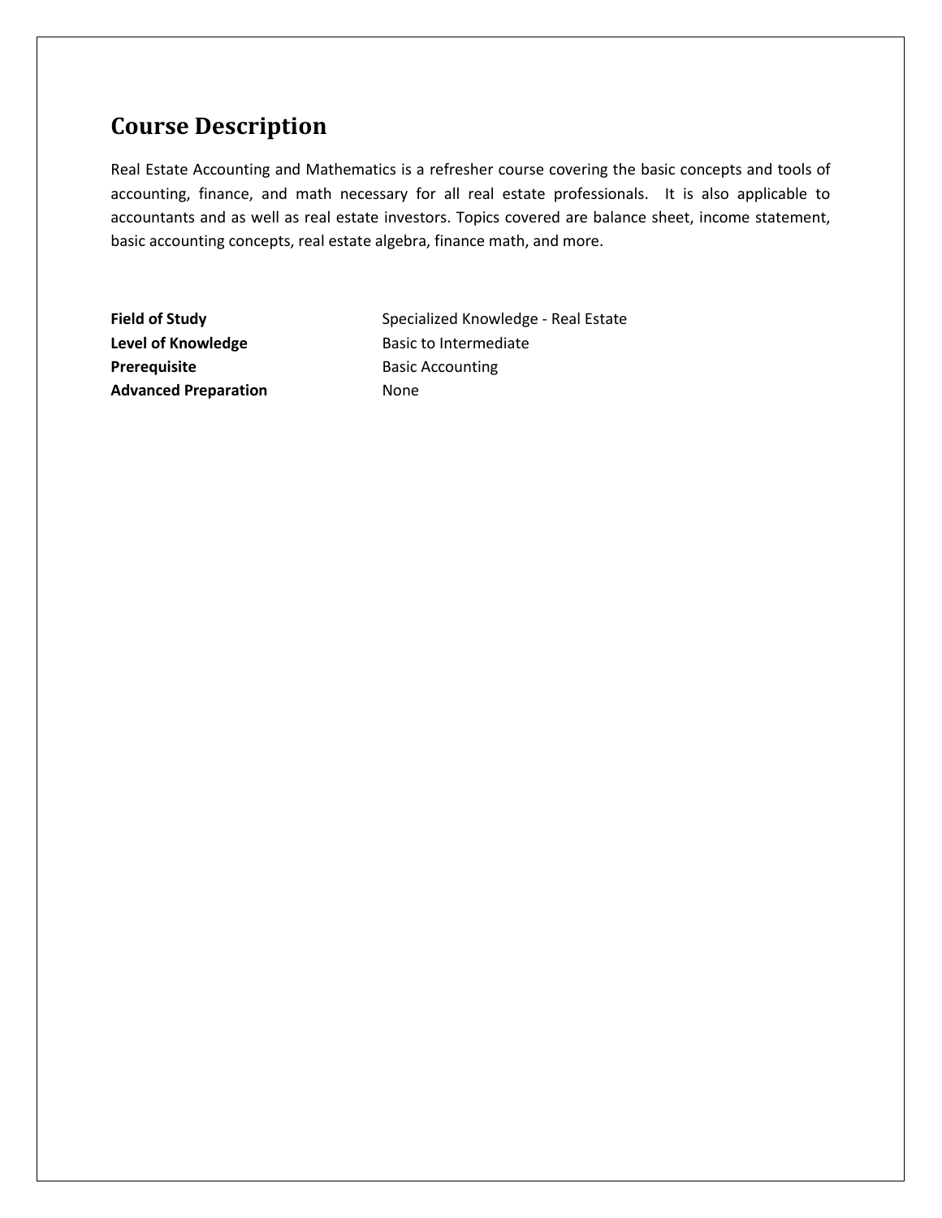# Course Description

Real Estate Accounting and Mathematics is a refresher course covering the basic concepts and tools of accounting, finance, and math necessary for all real estate professionals. It is also applicable to accountants and as well as real estate investors. Topics covered are balance sheet, income statement, basic accounting concepts, real estate algebra, finance math, and more.

| | |
|---|---|
| **Field of Study** | Specialized Knowledge - Real Estate |
| **Level of Knowledge** | Basic to Intermediate |
| **Prerequisite** | Basic Accounting |
| **Advanced Preparation** | None |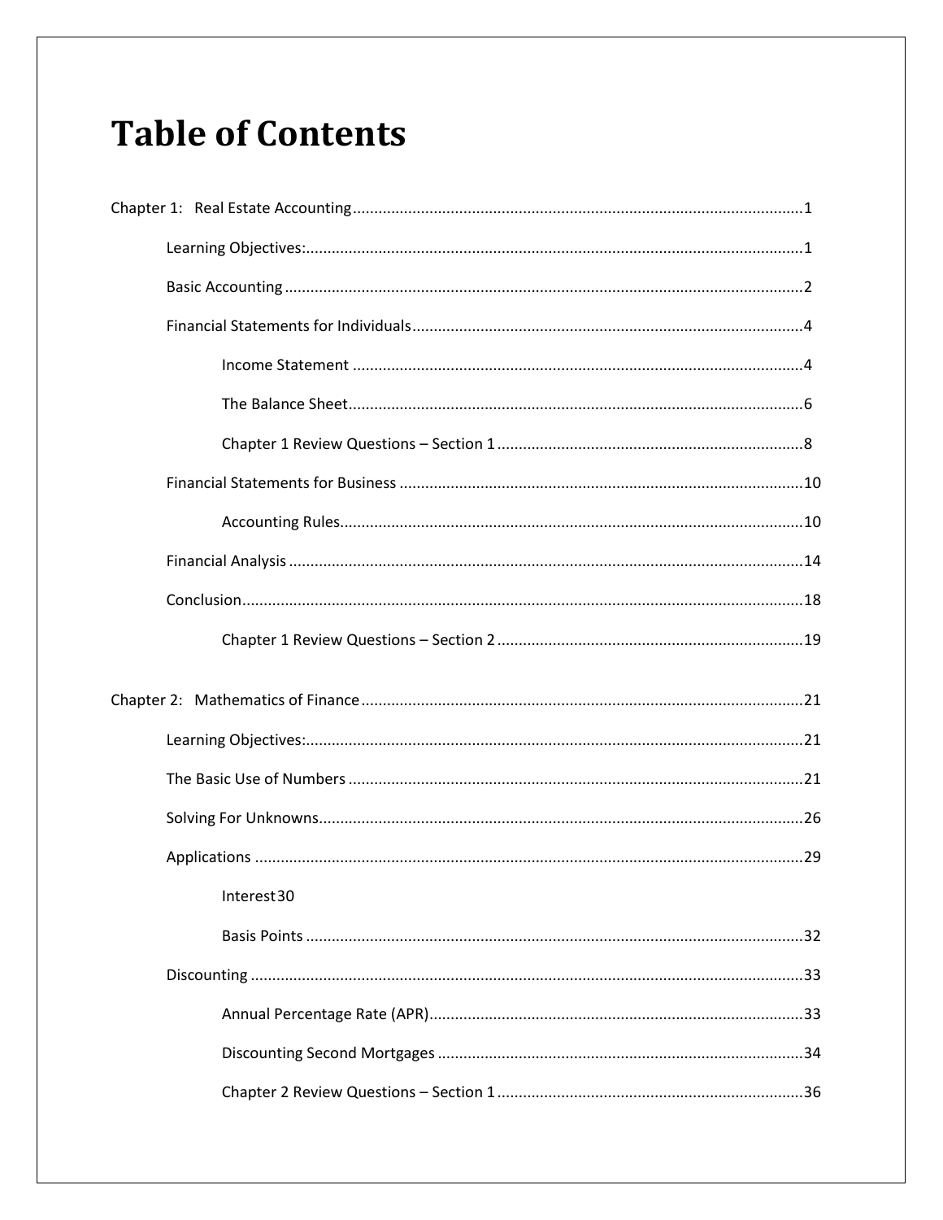# Table of Contents

Chapter 1: Real Estate Accounting ........................................................................................................1

Learning Objectives: ....................................................................................................................1

Basic Accounting .........................................................................................................................2

Financial Statements for Individuals ...........................................................................................4

Income Statement .........................................................................................................4

The Balance Sheet ..........................................................................................................6

Chapter 1 Review Questions – Section 1 .......................................................................8

Financial Statements for Business ..............................................................................................10

Accounting Rules ............................................................................................................10

Financial Analysis ........................................................................................................................14

Conclusion ...................................................................................................................................18

Chapter 1 Review Questions – Section 2 .......................................................................19

Chapter 2: Mathematics of Finance .......................................................................................................21

Learning Objectives: ....................................................................................................................21

The Basic Use of Numbers ..........................................................................................................21

Solving For Unknowns .................................................................................................................26

Applications ................................................................................................................................29

Interest 30

Basis Points ....................................................................................................................32

Discounting .................................................................................................................................33

Annual Percentage Rate (APR) .......................................................................................33

Discounting Second Mortgages .....................................................................................34

Chapter 2 Review Questions – Section 1 .......................................................................36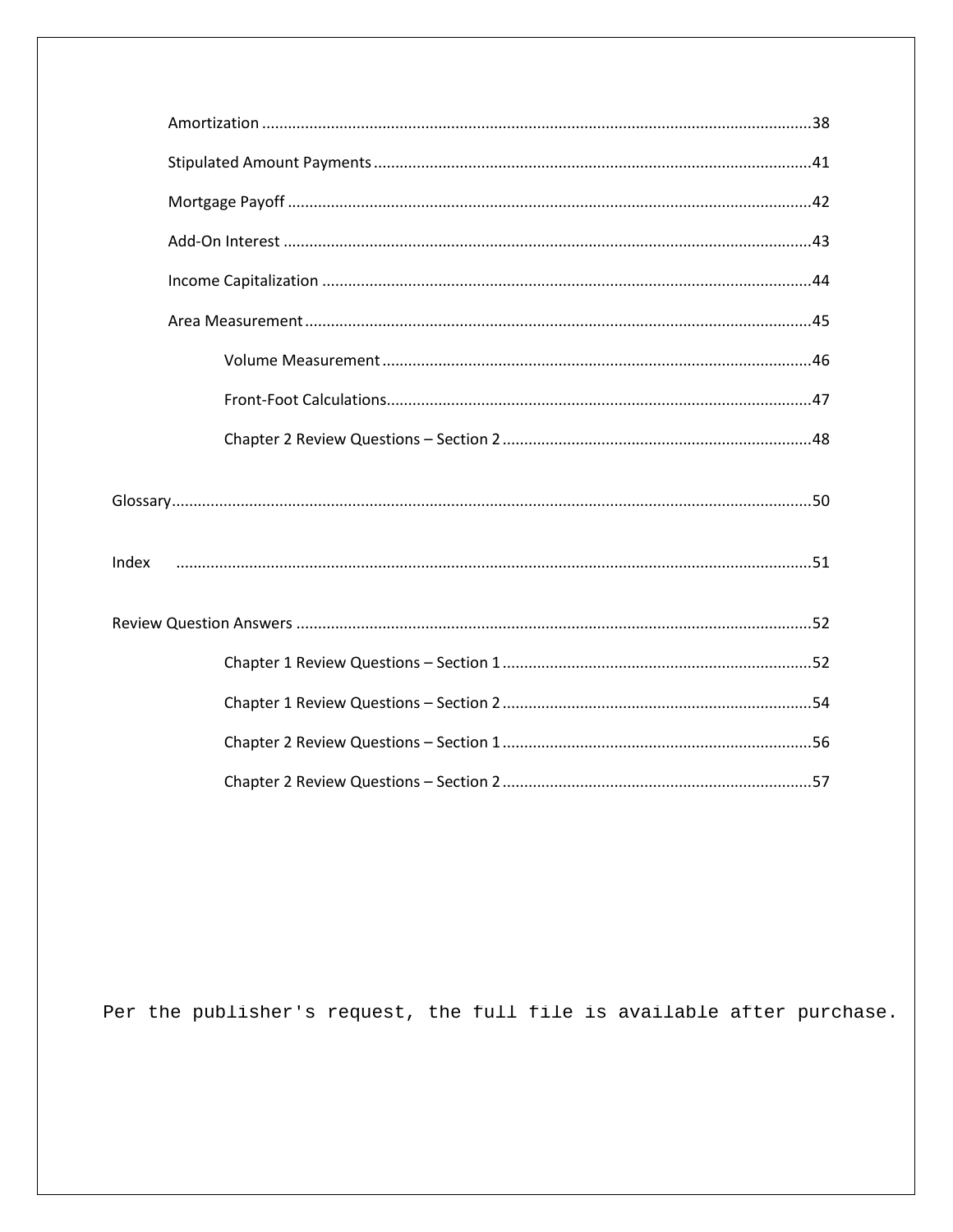Amortization ....................................................................................................................38

Stipulated Amount Payments .......................................................................................41

Mortgage Payoff ...........................................................................................................42

Add-On Interest ............................................................................................................43

Income Capitalization ...................................................................................................44

Area Measurement .......................................................................................................45

Volume Measurement ..........................................................................................46

Front-Foot Calculations.........................................................................................47

Chapter 2 Review Questions – Section 2 ..............................................................48

Glossary...........................................................................................................................50

Index ...............................................................................................................................51

Review Question Answers ...............................................................................................52

Chapter 1 Review Questions – Section 1 ..............................................................52

Chapter 1 Review Questions – Section 2 ..............................................................54

Chapter 2 Review Questions – Section 1 ..............................................................56

Chapter 2 Review Questions – Section 2 ..............................................................57

Per the publisher's request, the full file is available after purchase.